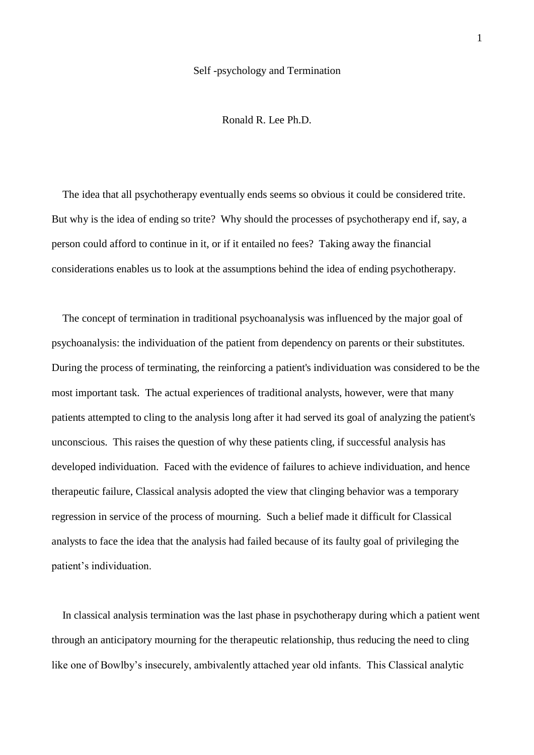# Self -psychology and Termination

Ronald R. Lee Ph.D.

The idea that all psychotherapy eventually ends seems so obvious it could be considered trite. But why is the idea of ending so trite? Why should the processes of psychotherapy end if, say, a person could afford to continue in it, or if it entailed no fees? Taking away the financial considerations enables us to look at the assumptions behind the idea of ending psychotherapy.

The concept of termination in traditional psychoanalysis was influenced by the major goal of psychoanalysis: the individuation of the patient from dependency on parents or their substitutes. During the process of terminating, the reinforcing a patient's individuation was considered to be the most important task. The actual experiences of traditional analysts, however, were that many patients attempted to cling to the analysis long after it had served its goal of analyzing the patient's unconscious. This raises the question of why these patients cling, if successful analysis has developed individuation. Faced with the evidence of failures to achieve individuation, and hence therapeutic failure, Classical analysis adopted the view that clinging behavior was a temporary regression in service of the process of mourning. Such a belief made it difficult for Classical analysts to face the idea that the analysis had failed because of its faulty goal of privileging the patient's individuation.

In classical analysis termination was the last phase in psychotherapy during which a patient went through an anticipatory mourning for the therapeutic relationship, thus reducing the need to cling like one of Bowlby's insecurely, ambivalently attached year old infants. This Classical analytic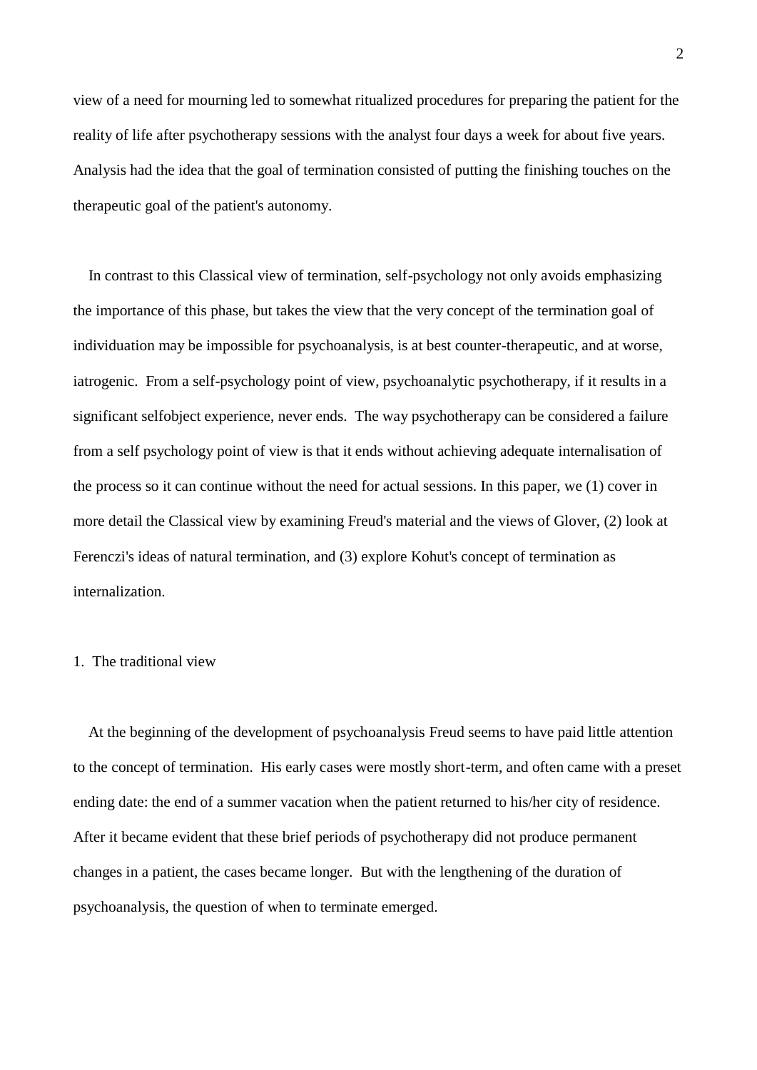view of a need for mourning led to somewhat ritualized procedures for preparing the patient for the reality of life after psychotherapy sessions with the analyst four days a week for about five years. Analysis had the idea that the goal of termination consisted of putting the finishing touches on the therapeutic goal of the patient's autonomy.

In contrast to this Classical view of termination, self-psychology not only avoids emphasizing the importance of this phase, but takes the view that the very concept of the termination goal of individuation may be impossible for psychoanalysis, is at best counter-therapeutic, and at worse, iatrogenic. From a self-psychology point of view, psychoanalytic psychotherapy, if it results in a significant selfobject experience, never ends. The way psychotherapy can be considered a failure from a self psychology point of view is that it ends without achieving adequate internalisation of the process so it can continue without the need for actual sessions. In this paper, we (1) cover in more detail the Classical view by examining Freud's material and the views of Glover, (2) look at Ferenczi's ideas of natural termination, and (3) explore Kohut's concept of termination as internalization.

## 1. The traditional view

At the beginning of the development of psychoanalysis Freud seems to have paid little attention to the concept of termination. His early cases were mostly short-term, and often came with a preset ending date: the end of a summer vacation when the patient returned to his/her city of residence. After it became evident that these brief periods of psychotherapy did not produce permanent changes in a patient, the cases became longer. But with the lengthening of the duration of psychoanalysis, the question of when to terminate emerged.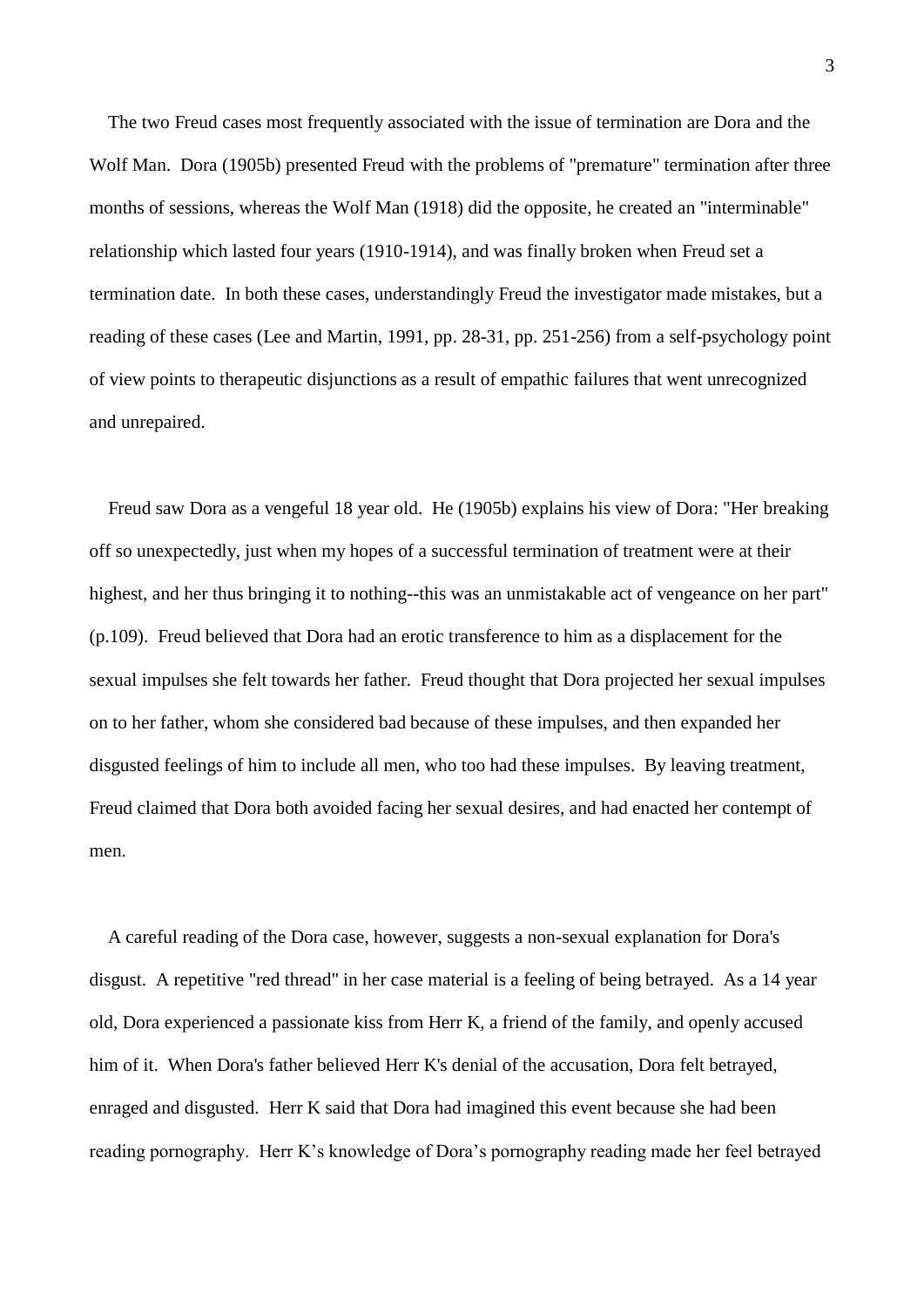The two Freud cases most frequently associated with the issue of termination are Dora and the Wolf Man. Dora (1905b) presented Freud with the problems of "premature" termination after three months of sessions, whereas the Wolf Man (1918) did the opposite, he created an "interminable" relationship which lasted four years (1910-1914), and was finally broken when Freud set a termination date. In both these cases, understandingly Freud the investigator made mistakes, but a reading of these cases (Lee and Martin, 1991, pp. 28-31, pp. 251-256) from a self-psychology point of view points to therapeutic disjunctions as a result of empathic failures that went unrecognized and unrepaired.

Freud saw Dora as a vengeful 18 year old. He (1905b) explains his view of Dora: "Her breaking off so unexpectedly, just when my hopes of a successful termination of treatment were at their highest, and her thus bringing it to nothing--this was an unmistakable act of vengeance on her part" (p.109). Freud believed that Dora had an erotic transference to him as a displacement for the sexual impulses she felt towards her father. Freud thought that Dora projected her sexual impulses on to her father, whom she considered bad because of these impulses, and then expanded her disgusted feelings of him to include all men, who too had these impulses. By leaving treatment, Freud claimed that Dora both avoided facing her sexual desires, and had enacted her contempt of men.

A careful reading of the Dora case, however, suggests a non-sexual explanation for Dora's disgust. A repetitive "red thread" in her case material is a feeling of being betrayed. As a 14 year old, Dora experienced a passionate kiss from Herr K, a friend of the family, and openly accused him of it. When Dora's father believed Herr K's denial of the accusation, Dora felt betrayed, enraged and disgusted. Herr K said that Dora had imagined this event because she had been reading pornography. Herr K's knowledge of Dora's pornography reading made her feel betrayed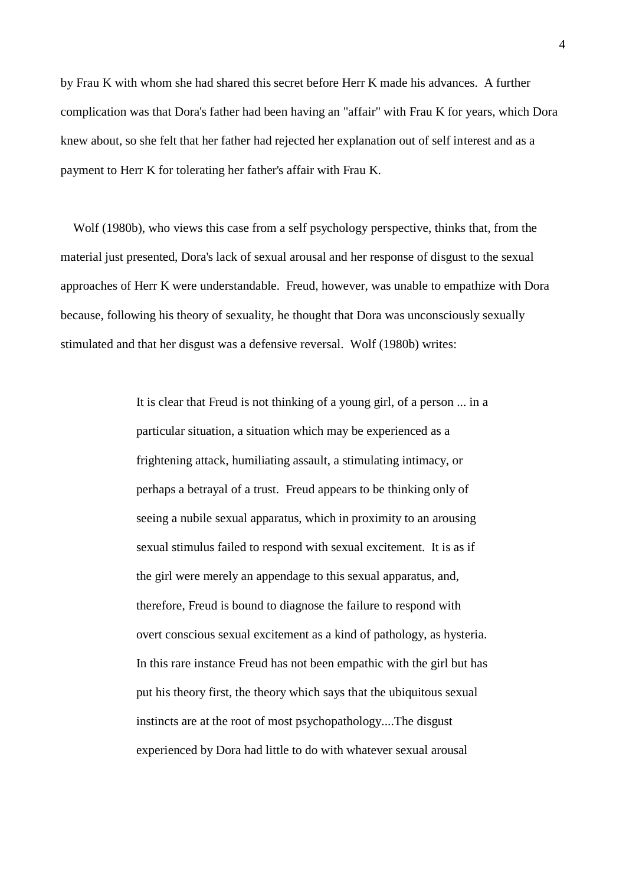by Frau K with whom she had shared this secret before Herr K made his advances. A further complication was that Dora's father had been having an "affair" with Frau K for years, which Dora knew about, so she felt that her father had rejected her explanation out of self interest and as a payment to Herr K for tolerating her father's affair with Frau K.

Wolf (1980b), who views this case from a self psychology perspective, thinks that, from the material just presented, Dora's lack of sexual arousal and her response of disgust to the sexual approaches of Herr K were understandable. Freud, however, was unable to empathize with Dora because, following his theory of sexuality, he thought that Dora was unconsciously sexually stimulated and that her disgust was a defensive reversal. Wolf (1980b) writes:

> It is clear that Freud is not thinking of a young girl, of a person ... in a particular situation, a situation which may be experienced as a frightening attack, humiliating assault, a stimulating intimacy, or perhaps a betrayal of a trust. Freud appears to be thinking only of seeing a nubile sexual apparatus, which in proximity to an arousing sexual stimulus failed to respond with sexual excitement. It is as if the girl were merely an appendage to this sexual apparatus, and, therefore, Freud is bound to diagnose the failure to respond with overt conscious sexual excitement as a kind of pathology, as hysteria. In this rare instance Freud has not been empathic with the girl but has put his theory first, the theory which says that the ubiquitous sexual instincts are at the root of most psychopathology....The disgust experienced by Dora had little to do with whatever sexual arousal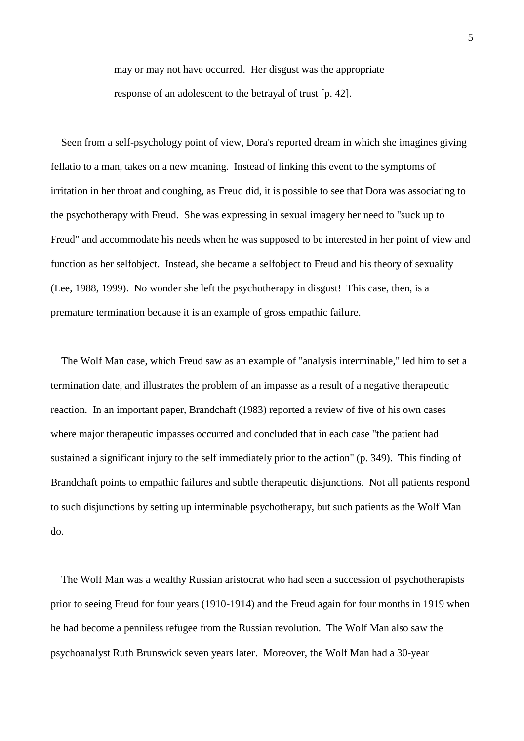> may or may not have occurred. Her disgust was the appropriate response of an adolescent to the betrayal of trust [p. 42].

Seen from a self-psychology point of view, Dora's reported dream in which she imagines giving fellatio to a man, takes on a new meaning. Instead of linking this event to the symptoms of irritation in her throat and coughing, as Freud did, it is possible to see that Dora was associating to the psychotherapy with Freud. She was expressing in sexual imagery her need to "suck up to Freud" and accommodate his needs when he was supposed to be interested in her point of view and function as her selfobject. Instead, she became a selfobject to Freud and his theory of sexuality (Lee, 1988, 1999). No wonder she left the psychotherapy in disgust! This case, then, is a premature termination because it is an example of gross empathic failure.

The Wolf Man case, which Freud saw as an example of "analysis interminable," led him to set a termination date, and illustrates the problem of an impasse as a result of a negative therapeutic reaction. In an important paper, Brandchaft (1983) reported a review of five of his own cases where major therapeutic impasses occurred and concluded that in each case "the patient had sustained a significant injury to the self immediately prior to the action" (p. 349). This finding of Brandchaft points to empathic failures and subtle therapeutic disjunctions. Not all patients respond to such disjunctions by setting up interminable psychotherapy, but such patients as the Wolf Man do.

The Wolf Man was a wealthy Russian aristocrat who had seen a succession of psychotherapists prior to seeing Freud for four years (1910-1914) and the Freud again for four months in 1919 when he had become a penniless refugee from the Russian revolution. The Wolf Man also saw the psychoanalyst Ruth Brunswick seven years later. Moreover, the Wolf Man had a 30-year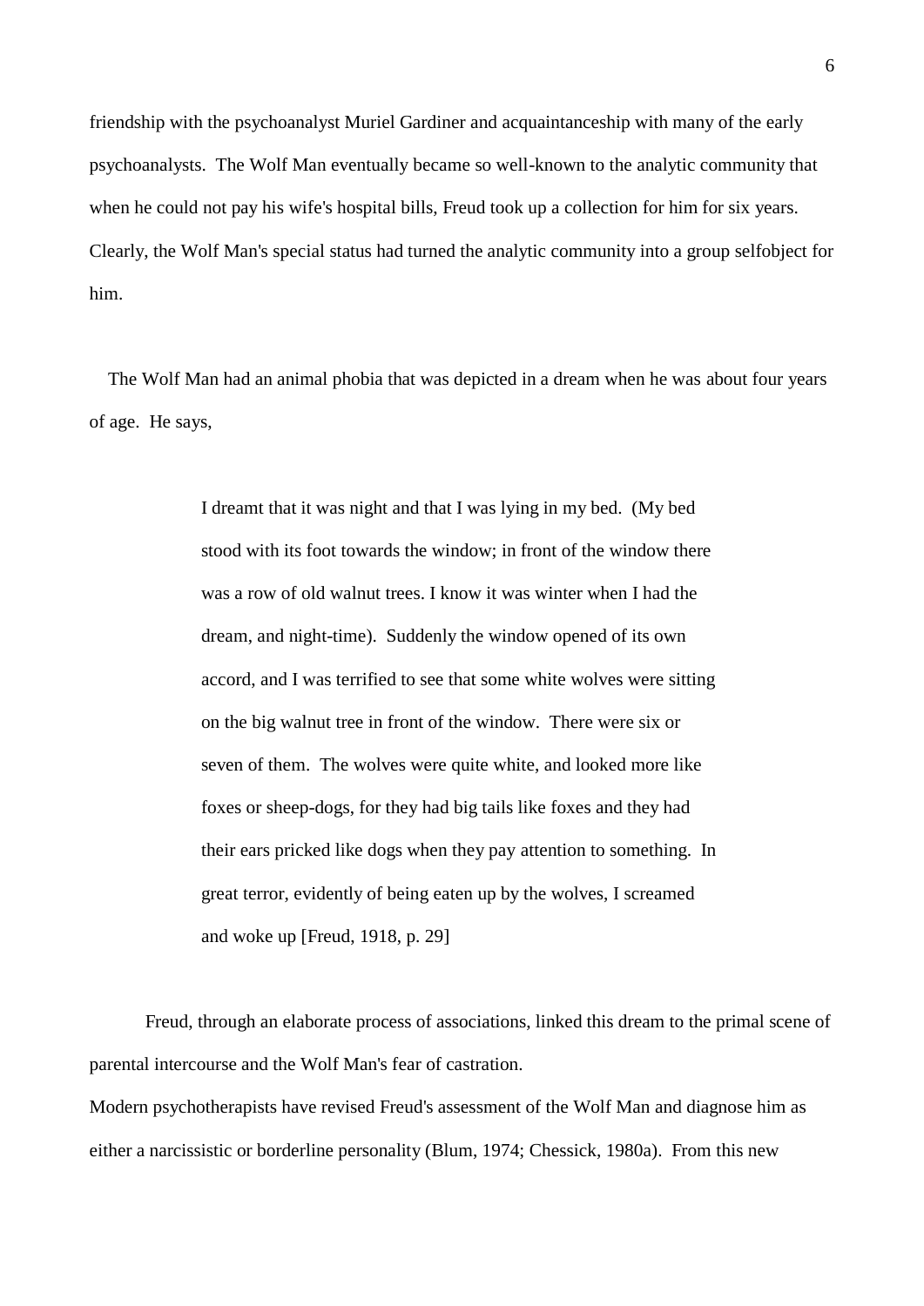friendship with the psychoanalyst Muriel Gardiner and acquaintanceship with many of the early psychoanalysts. The Wolf Man eventually became so well-known to the analytic community that when he could not pay his wife's hospital bills, Freud took up a collection for him for six years. Clearly, the Wolf Man's special status had turned the analytic community into a group selfobject for him.

The Wolf Man had an animal phobia that was depicted in a dream when he was about four years of age. He says,

> I dreamt that it was night and that I was lying in my bed. (My bed stood with its foot towards the window; in front of the window there was a row of old walnut trees. I know it was winter when I had the dream, and night-time). Suddenly the window opened of its own accord, and I was terrified to see that some white wolves were sitting on the big walnut tree in front of the window. There were six or seven of them. The wolves were quite white, and looked more like foxes or sheep-dogs, for they had big tails like foxes and they had their ears pricked like dogs when they pay attention to something. In great terror, evidently of being eaten up by the wolves, I screamed and woke up [Freud, 1918, p. 29]

Freud, through an elaborate process of associations, linked this dream to the primal scene of parental intercourse and the Wolf Man's fear of castration.

Modern psychotherapists have revised Freud's assessment of the Wolf Man and diagnose him as either a narcissistic or borderline personality (Blum, 1974; Chessick, 1980a). From this new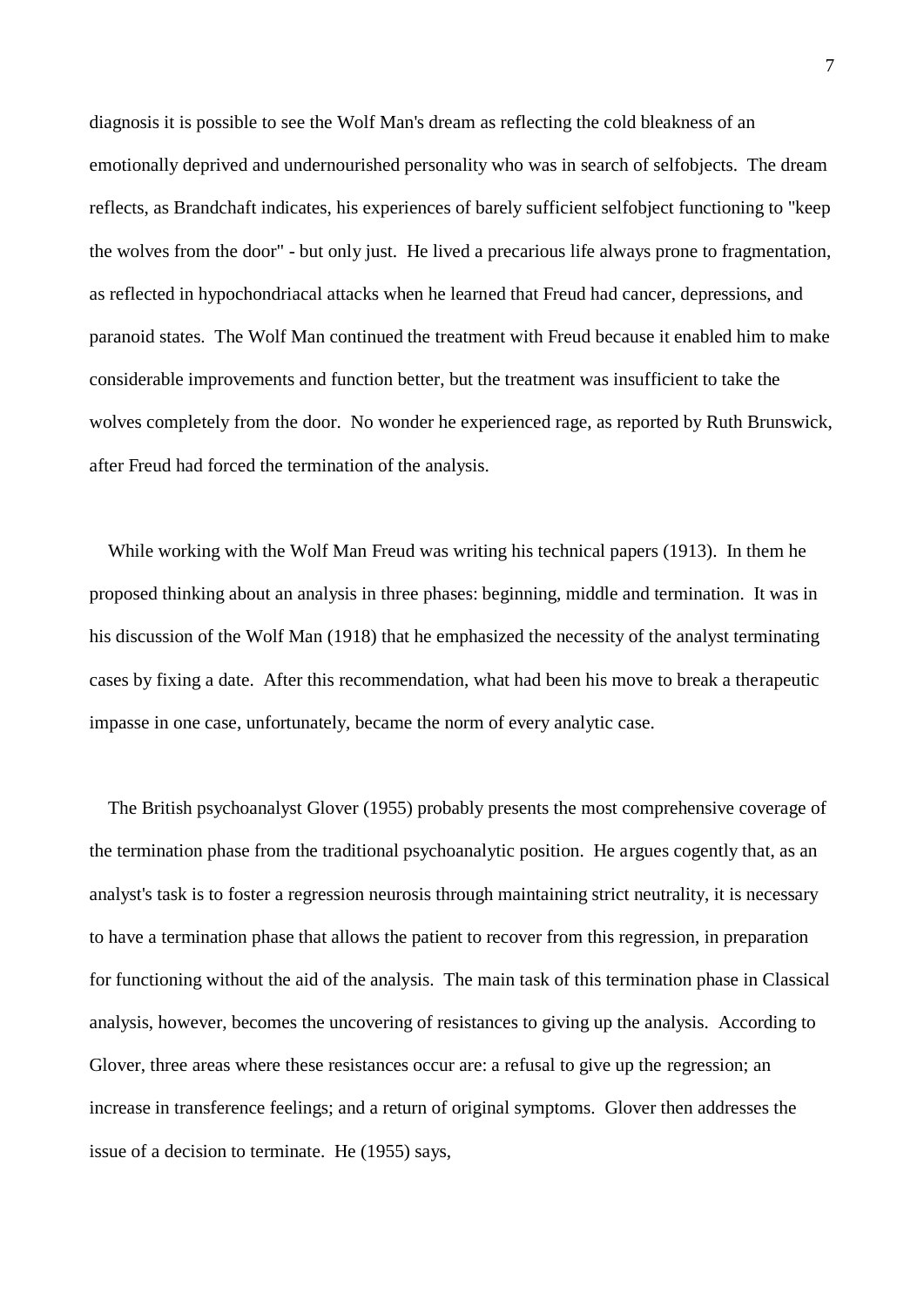diagnosis it is possible to see the Wolf Man's dream as reflecting the cold bleakness of an emotionally deprived and undernourished personality who was in search of selfobjects. The dream reflects, as Brandchaft indicates, his experiences of barely sufficient selfobject functioning to "keep the wolves from the door" - but only just. He lived a precarious life always prone to fragmentation, as reflected in hypochondriacal attacks when he learned that Freud had cancer, depressions, and paranoid states. The Wolf Man continued the treatment with Freud because it enabled him to make considerable improvements and function better, but the treatment was insufficient to take the wolves completely from the door. No wonder he experienced rage, as reported by Ruth Brunswick, after Freud had forced the termination of the analysis.

While working with the Wolf Man Freud was writing his technical papers (1913). In them he proposed thinking about an analysis in three phases: beginning, middle and termination. It was in his discussion of the Wolf Man (1918) that he emphasized the necessity of the analyst terminating cases by fixing a date. After this recommendation, what had been his move to break a therapeutic impasse in one case, unfortunately, became the norm of every analytic case.

The British psychoanalyst Glover (1955) probably presents the most comprehensive coverage of the termination phase from the traditional psychoanalytic position. He argues cogently that, as an analyst's task is to foster a regression neurosis through maintaining strict neutrality, it is necessary to have a termination phase that allows the patient to recover from this regression, in preparation for functioning without the aid of the analysis. The main task of this termination phase in Classical analysis, however, becomes the uncovering of resistances to giving up the analysis. According to Glover, three areas where these resistances occur are: a refusal to give up the regression; an increase in transference feelings; and a return of original symptoms. Glover then addresses the issue of a decision to terminate. He (1955) says,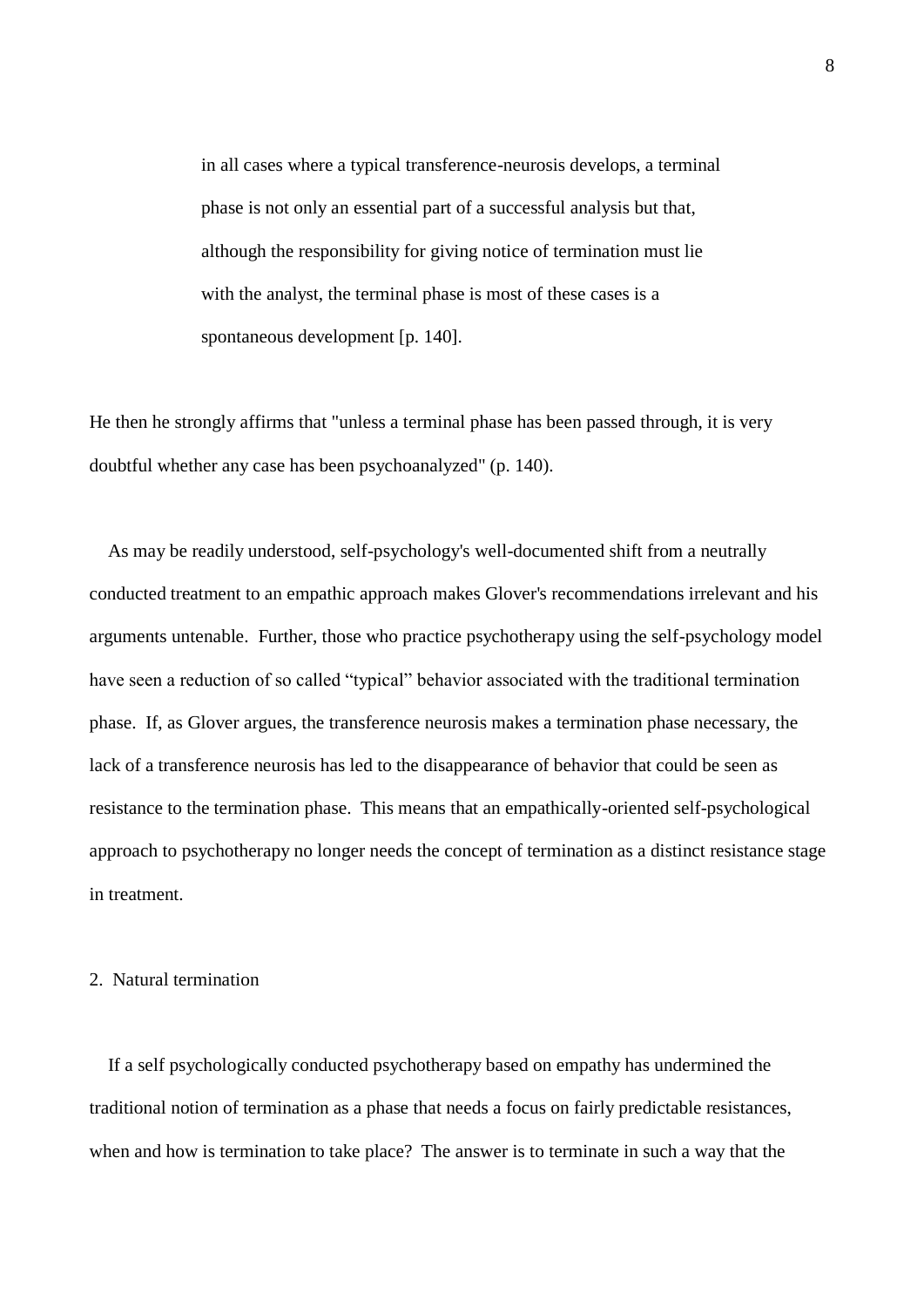> in all cases where a typical transference-neurosis develops, a terminal phase is not only an essential part of a successful analysis but that, although the responsibility for giving notice of termination must lie with the analyst, the terminal phase is most of these cases is a spontaneous development [p. 140].

He then he strongly affirms that "unless a terminal phase has been passed through, it is very doubtful whether any case has been psychoanalyzed" (p. 140).

As may be readily understood, self-psychology's well-documented shift from a neutrally conducted treatment to an empathic approach makes Glover's recommendations irrelevant and his arguments untenable. Further, those who practice psychotherapy using the self-psychology model have seen a reduction of so called "typical" behavior associated with the traditional termination phase. If, as Glover argues, the transference neurosis makes a termination phase necessary, the lack of a transference neurosis has led to the disappearance of behavior that could be seen as resistance to the termination phase. This means that an empathically-oriented self-psychological approach to psychotherapy no longer needs the concept of termination as a distinct resistance stage in treatment.

2. Natural termination

If a self psychologically conducted psychotherapy based on empathy has undermined the traditional notion of termination as a phase that needs a focus on fairly predictable resistances, when and how is termination to take place? The answer is to terminate in such a way that the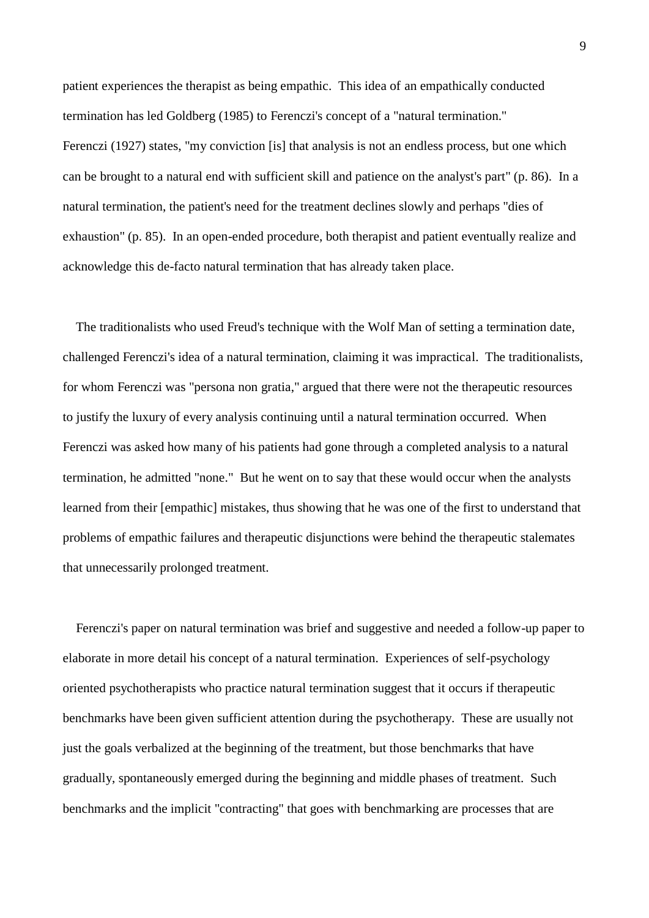patient experiences the therapist as being empathic. This idea of an empathically conducted termination has led Goldberg (1985) to Ferenczi's concept of a "natural termination." Ferenczi (1927) states, "my conviction [is] that analysis is not an endless process, but one which can be brought to a natural end with sufficient skill and patience on the analyst's part" (p. 86). In a natural termination, the patient's need for the treatment declines slowly and perhaps "dies of exhaustion" (p. 85). In an open-ended procedure, both therapist and patient eventually realize and acknowledge this de-facto natural termination that has already taken place.

The traditionalists who used Freud's technique with the Wolf Man of setting a termination date, challenged Ferenczi's idea of a natural termination, claiming it was impractical. The traditionalists, for whom Ferenczi was "persona non gratia," argued that there were not the therapeutic resources to justify the luxury of every analysis continuing until a natural termination occurred. When Ferenczi was asked how many of his patients had gone through a completed analysis to a natural termination, he admitted "none." But he went on to say that these would occur when the analysts learned from their [empathic] mistakes, thus showing that he was one of the first to understand that problems of empathic failures and therapeutic disjunctions were behind the therapeutic stalemates that unnecessarily prolonged treatment.

Ferenczi's paper on natural termination was brief and suggestive and needed a follow-up paper to elaborate in more detail his concept of a natural termination. Experiences of self-psychology oriented psychotherapists who practice natural termination suggest that it occurs if therapeutic benchmarks have been given sufficient attention during the psychotherapy. These are usually not just the goals verbalized at the beginning of the treatment, but those benchmarks that have gradually, spontaneously emerged during the beginning and middle phases of treatment. Such benchmarks and the implicit "contracting" that goes with benchmarking are processes that are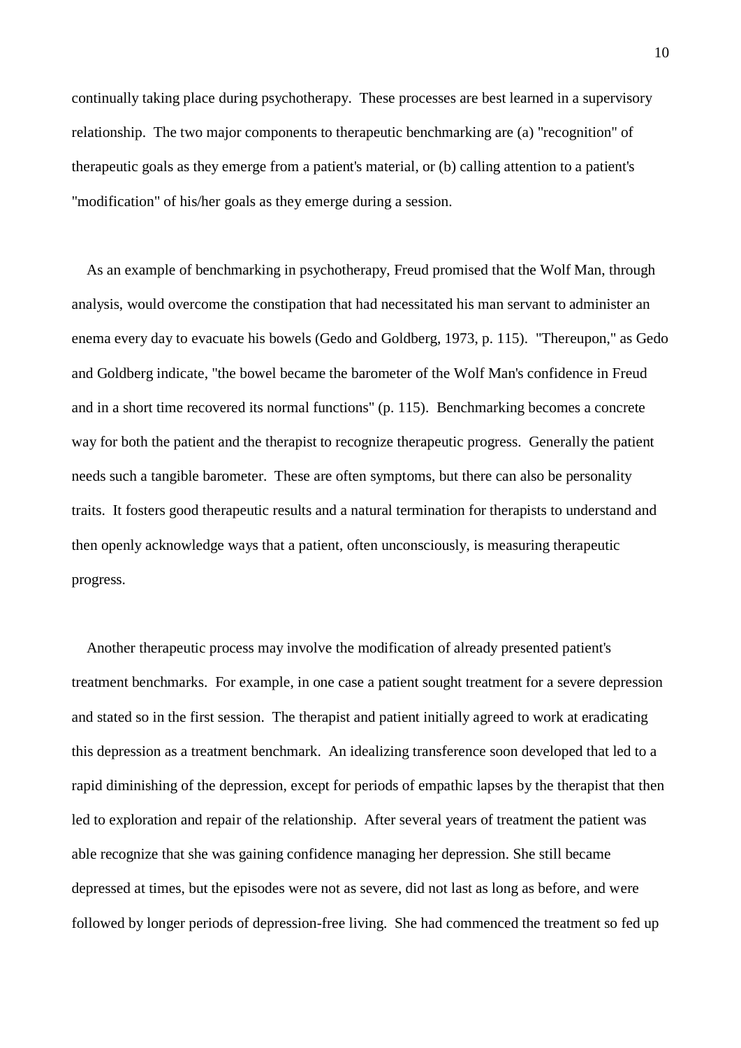continually taking place during psychotherapy. These processes are best learned in a supervisory relationship. The two major components to therapeutic benchmarking are (a) "recognition" of therapeutic goals as they emerge from a patient's material, or (b) calling attention to a patient's "modification" of his/her goals as they emerge during a session.

As an example of benchmarking in psychotherapy, Freud promised that the Wolf Man, through analysis, would overcome the constipation that had necessitated his man servant to administer an enema every day to evacuate his bowels (Gedo and Goldberg, 1973, p. 115). "Thereupon," as Gedo and Goldberg indicate, "the bowel became the barometer of the Wolf Man's confidence in Freud and in a short time recovered its normal functions" (p. 115). Benchmarking becomes a concrete way for both the patient and the therapist to recognize therapeutic progress. Generally the patient needs such a tangible barometer. These are often symptoms, but there can also be personality traits. It fosters good therapeutic results and a natural termination for therapists to understand and then openly acknowledge ways that a patient, often unconsciously, is measuring therapeutic progress.

Another therapeutic process may involve the modification of already presented patient's treatment benchmarks. For example, in one case a patient sought treatment for a severe depression and stated so in the first session. The therapist and patient initially agreed to work at eradicating this depression as a treatment benchmark. An idealizing transference soon developed that led to a rapid diminishing of the depression, except for periods of empathic lapses by the therapist that then led to exploration and repair of the relationship. After several years of treatment the patient was able recognize that she was gaining confidence managing her depression. She still became depressed at times, but the episodes were not as severe, did not last as long as before, and were followed by longer periods of depression-free living. She had commenced the treatment so fed up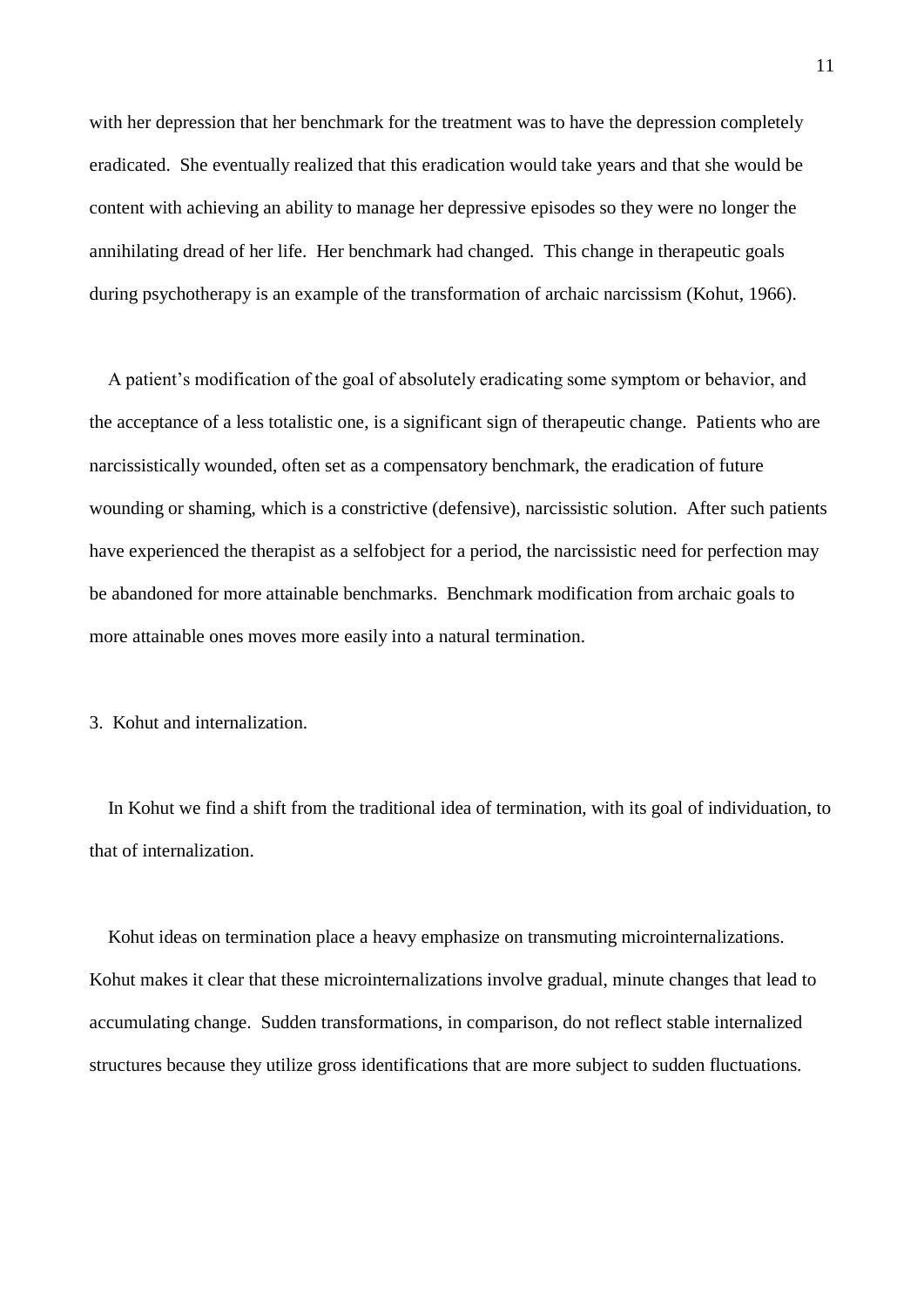with her depression that her benchmark for the treatment was to have the depression completely eradicated. She eventually realized that this eradication would take years and that she would be content with achieving an ability to manage her depressive episodes so they were no longer the annihilating dread of her life. Her benchmark had changed. This change in therapeutic goals during psychotherapy is an example of the transformation of archaic narcissism (Kohut, 1966).

A patient's modification of the goal of absolutely eradicating some symptom or behavior, and the acceptance of a less totalistic one, is a significant sign of therapeutic change. Patients who are narcissistically wounded, often set as a compensatory benchmark, the eradication of future wounding or shaming, which is a constrictive (defensive), narcissistic solution. After such patients have experienced the therapist as a selfobject for a period, the narcissistic need for perfection may be abandoned for more attainable benchmarks. Benchmark modification from archaic goals to more attainable ones moves more easily into a natural termination.

3. Kohut and internalization.

In Kohut we find a shift from the traditional idea of termination, with its goal of individuation, to that of internalization.

Kohut ideas on termination place a heavy emphasize on transmuting microinternalizations. Kohut makes it clear that these microinternalizations involve gradual, minute changes that lead to accumulating change. Sudden transformations, in comparison, do not reflect stable internalized structures because they utilize gross identifications that are more subject to sudden fluctuations.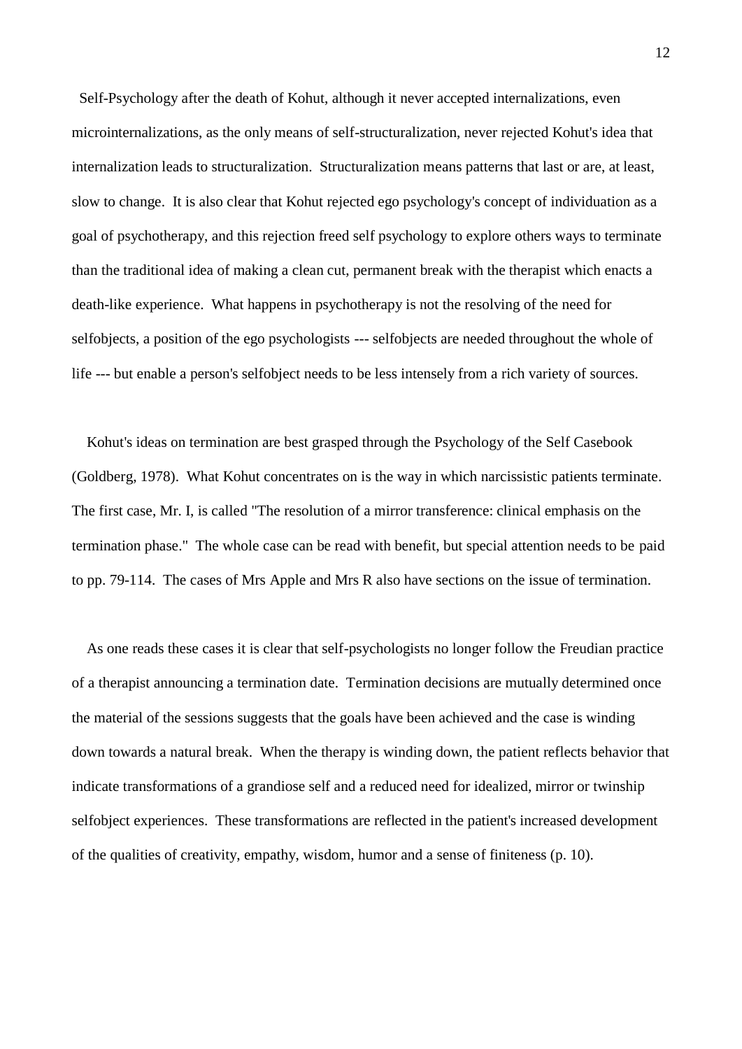Self-Psychology after the death of Kohut, although it never accepted internalizations, even microinternalizations, as the only means of self-structuralization, never rejected Kohut's idea that internalization leads to structuralization. Structuralization means patterns that last or are, at least, slow to change. It is also clear that Kohut rejected ego psychology's concept of individuation as a goal of psychotherapy, and this rejection freed self psychology to explore others ways to terminate than the traditional idea of making a clean cut, permanent break with the therapist which enacts a death-like experience. What happens in psychotherapy is not the resolving of the need for selfobjects, a position of the ego psychologists --- selfobjects are needed throughout the whole of life --- but enable a person's selfobject needs to be less intensely from a rich variety of sources.

Kohut's ideas on termination are best grasped through the Psychology of the Self Casebook (Goldberg, 1978). What Kohut concentrates on is the way in which narcissistic patients terminate. The first case, Mr. I, is called "The resolution of a mirror transference: clinical emphasis on the termination phase." The whole case can be read with benefit, but special attention needs to be paid to pp. 79-114. The cases of Mrs Apple and Mrs R also have sections on the issue of termination.

As one reads these cases it is clear that self-psychologists no longer follow the Freudian practice of a therapist announcing a termination date. Termination decisions are mutually determined once the material of the sessions suggests that the goals have been achieved and the case is winding down towards a natural break. When the therapy is winding down, the patient reflects behavior that indicate transformations of a grandiose self and a reduced need for idealized, mirror or twinship selfobject experiences. These transformations are reflected in the patient's increased development of the qualities of creativity, empathy, wisdom, humor and a sense of finiteness (p. 10).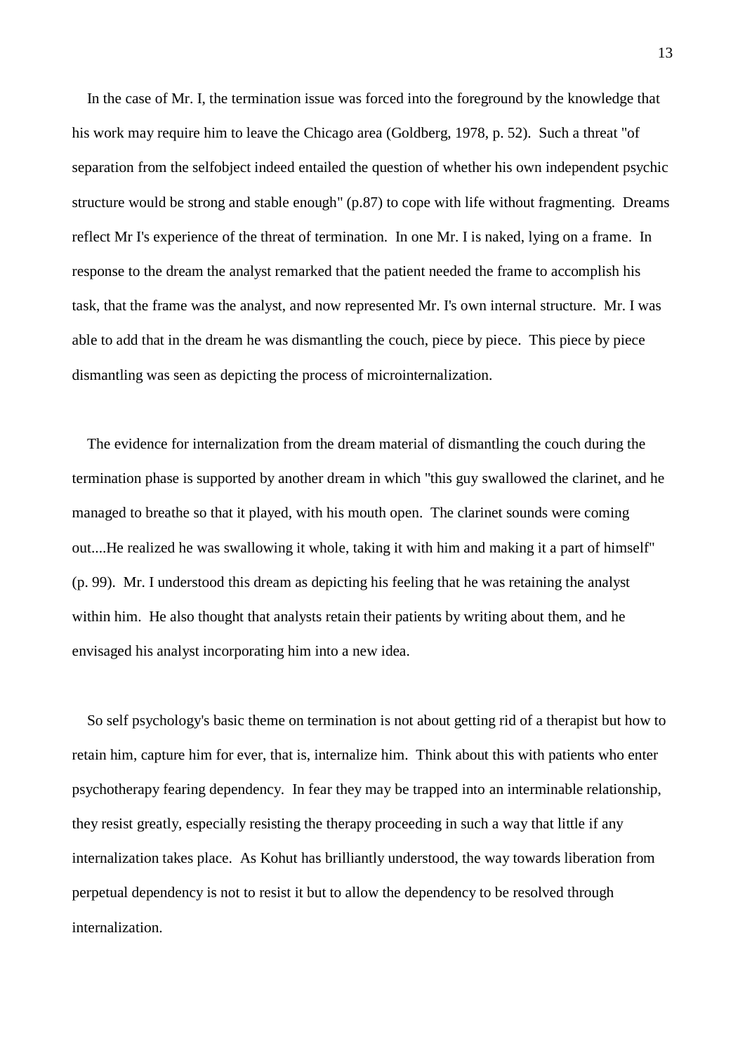In the case of Mr. I, the termination issue was forced into the foreground by the knowledge that his work may require him to leave the Chicago area (Goldberg, 1978, p. 52). Such a threat "of separation from the selfobject indeed entailed the question of whether his own independent psychic structure would be strong and stable enough" (p.87) to cope with life without fragmenting. Dreams reflect Mr I's experience of the threat of termination. In one Mr. I is naked, lying on a frame. In response to the dream the analyst remarked that the patient needed the frame to accomplish his task, that the frame was the analyst, and now represented Mr. I's own internal structure. Mr. I was able to add that in the dream he was dismantling the couch, piece by piece. This piece by piece dismantling was seen as depicting the process of microinternalization.

The evidence for internalization from the dream material of dismantling the couch during the termination phase is supported by another dream in which "this guy swallowed the clarinet, and he managed to breathe so that it played, with his mouth open. The clarinet sounds were coming out....He realized he was swallowing it whole, taking it with him and making it a part of himself" (p. 99). Mr. I understood this dream as depicting his feeling that he was retaining the analyst within him. He also thought that analysts retain their patients by writing about them, and he envisaged his analyst incorporating him into a new idea.

So self psychology's basic theme on termination is not about getting rid of a therapist but how to retain him, capture him for ever, that is, internalize him. Think about this with patients who enter psychotherapy fearing dependency. In fear they may be trapped into an interminable relationship, they resist greatly, especially resisting the therapy proceeding in such a way that little if any internalization takes place. As Kohut has brilliantly understood, the way towards liberation from perpetual dependency is not to resist it but to allow the dependency to be resolved through internalization.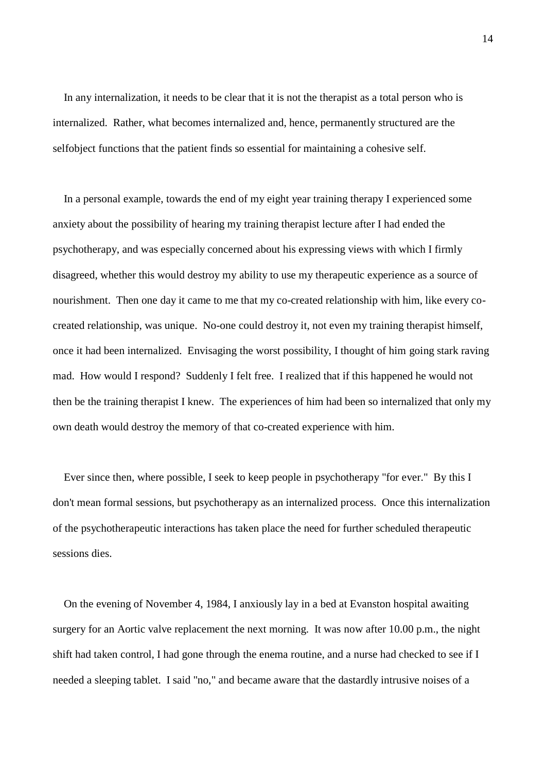In any internalization, it needs to be clear that it is not the therapist as a total person who is internalized. Rather, what becomes internalized and, hence, permanently structured are the selfobject functions that the patient finds so essential for maintaining a cohesive self.

In a personal example, towards the end of my eight year training therapy I experienced some anxiety about the possibility of hearing my training therapist lecture after I had ended the psychotherapy, and was especially concerned about his expressing views with which I firmly disagreed, whether this would destroy my ability to use my therapeutic experience as a source of nourishment. Then one day it came to me that my co-created relationship with him, like every co-created relationship, was unique. No-one could destroy it, not even my training therapist himself, once it had been internalized. Envisaging the worst possibility, I thought of him going stark raving mad. How would I respond? Suddenly I felt free. I realized that if this happened he would not then be the training therapist I knew. The experiences of him had been so internalized that only my own death would destroy the memory of that co-created experience with him.

Ever since then, where possible, I seek to keep people in psychotherapy "for ever." By this I don't mean formal sessions, but psychotherapy as an internalized process. Once this internalization of the psychotherapeutic interactions has taken place the need for further scheduled therapeutic sessions dies.

On the evening of November 4, 1984, I anxiously lay in a bed at Evanston hospital awaiting surgery for an Aortic valve replacement the next morning. It was now after 10.00 p.m., the night shift had taken control, I had gone through the enema routine, and a nurse had checked to see if I needed a sleeping tablet. I said "no," and became aware that the dastardly intrusive noises of a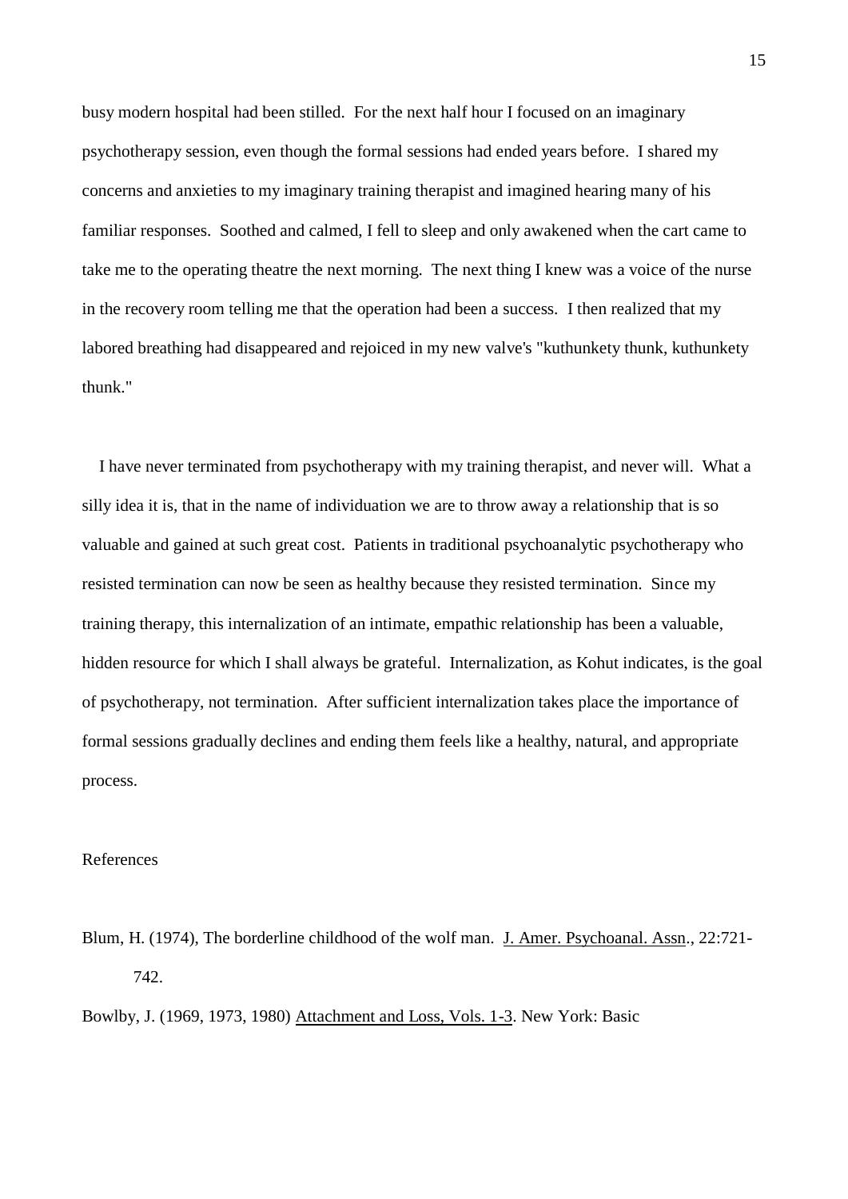busy modern hospital had been stilled. For the next half hour I focused on an imaginary psychotherapy session, even though the formal sessions had ended years before. I shared my concerns and anxieties to my imaginary training therapist and imagined hearing many of his familiar responses. Soothed and calmed, I fell to sleep and only awakened when the cart came to take me to the operating theatre the next morning. The next thing I knew was a voice of the nurse in the recovery room telling me that the operation had been a success. I then realized that my labored breathing had disappeared and rejoiced in my new valve's "kuthunkety thunk, kuthunkety thunk."

I have never terminated from psychotherapy with my training therapist, and never will. What a silly idea it is, that in the name of individuation we are to throw away a relationship that is so valuable and gained at such great cost. Patients in traditional psychoanalytic psychotherapy who resisted termination can now be seen as healthy because they resisted termination. Since my training therapy, this internalization of an intimate, empathic relationship has been a valuable, hidden resource for which I shall always be grateful. Internalization, as Kohut indicates, is the goal of psychotherapy, not termination. After sufficient internalization takes place the importance of formal sessions gradually declines and ending them feels like a healthy, natural, and appropriate process.

## References

Blum, H. (1974), The borderline childhood of the wolf man. J. Amer. Psychoanal. Assn., 22:721-742.

Bowlby, J. (1969, 1973, 1980) Attachment and Loss, Vols. 1-3. New York: Basic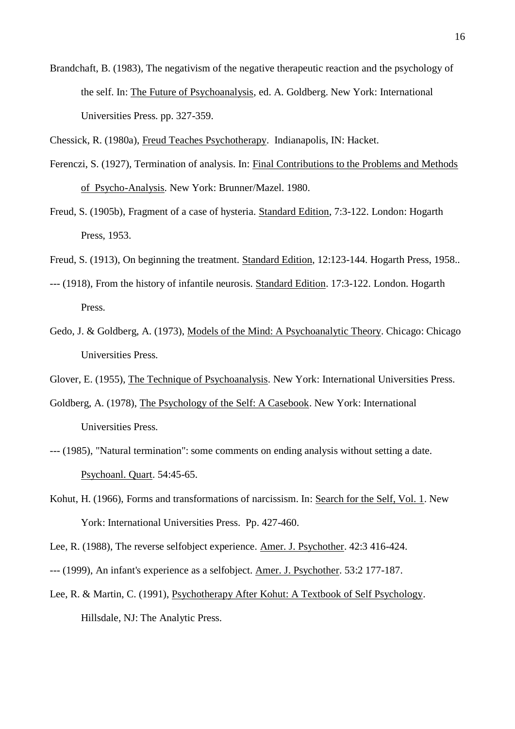Brandchaft, B. (1983), The negativism of the negative therapeutic reaction and the psychology of the self. In: <u>The Future of Psychoanalysis</u>, ed. A. Goldberg. New York: International Universities Press. pp. 327-359.

Chessick, R. (1980a), <u>Freud Teaches Psychotherapy</u>. Indianapolis, IN: Hacket.

Ferenczi, S. (1927), Termination of analysis. In: <u>Final Contributions to the Problems and Methods of Psycho-Analysis</u>. New York: Brunner/Mazel. 1980.

Freud, S. (1905b), Fragment of a case of hysteria. <u>Standard Edition</u>, 7:3-122. London: Hogarth Press, 1953.

Freud, S. (1913), On beginning the treatment. <u>Standard Edition</u>, 12:123-144. Hogarth Press, 1958..

--- (1918), From the history of infantile neurosis. <u>Standard Edition</u>. 17:3-122. London. Hogarth Press.

Gedo, J. & Goldberg, A. (1973), <u>Models of the Mind: A Psychoanalytic Theory</u>. Chicago: Chicago Universities Press.

Glover, E. (1955), <u>The Technique of Psychoanalysis</u>. New York: International Universities Press.

Goldberg, A. (1978), <u>The Psychology of the Self: A Casebook</u>. New York: International Universities Press.

--- (1985), "Natural termination": some comments on ending analysis without setting a date. <u>Psychoanl. Quart</u>. 54:45-65.

Kohut, H. (1966), Forms and transformations of narcissism. In: <u>Search for the Self, Vol. 1</u>. New York: International Universities Press. Pp. 427-460.

Lee, R. (1988), The reverse selfobject experience. <u>Amer. J. Psychother</u>. 42:3 416-424.

--- (1999), An infant's experience as a selfobject. <u>Amer. J. Psychother</u>. 53:2 177-187.

Lee, R. & Martin, C. (1991), <u>Psychotherapy After Kohut: A Textbook of Self Psychology</u>. Hillsdale, NJ: The Analytic Press.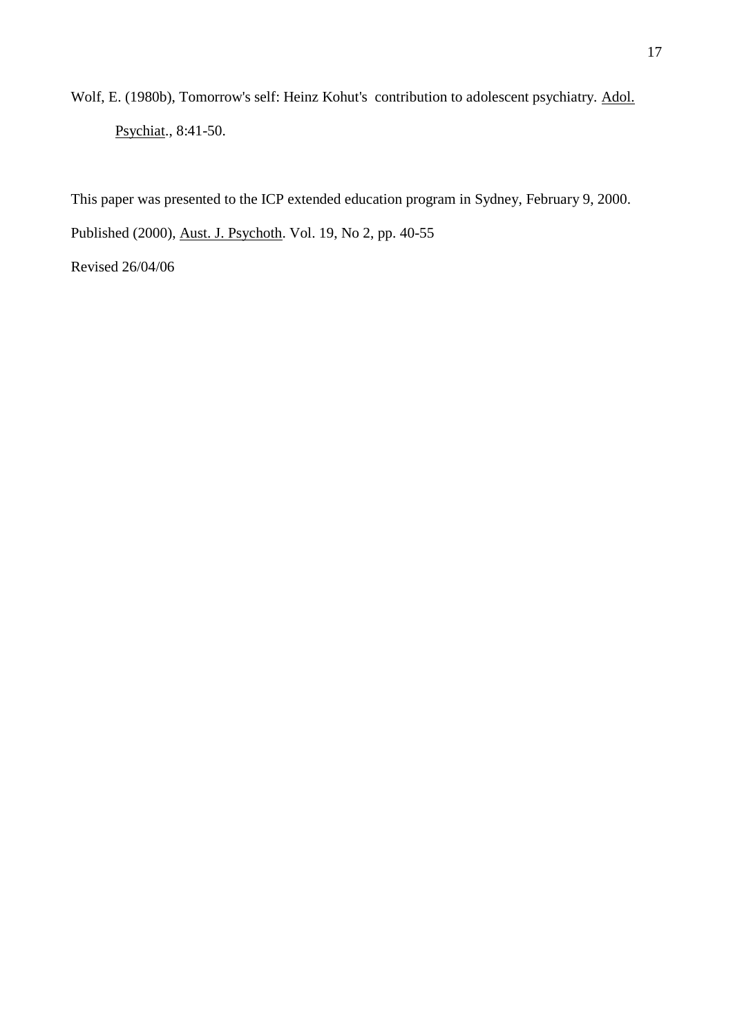Wolf, E. (1980b), Tomorrow's self: Heinz Kohut's contribution to adolescent psychiatry. Adol. Psychiat., 8:41-50.

This paper was presented to the ICP extended education program in Sydney, February 9, 2000.

Published (2000), Aust. J. Psychoth. Vol. 19, No 2, pp. 40-55

Revised 26/04/06